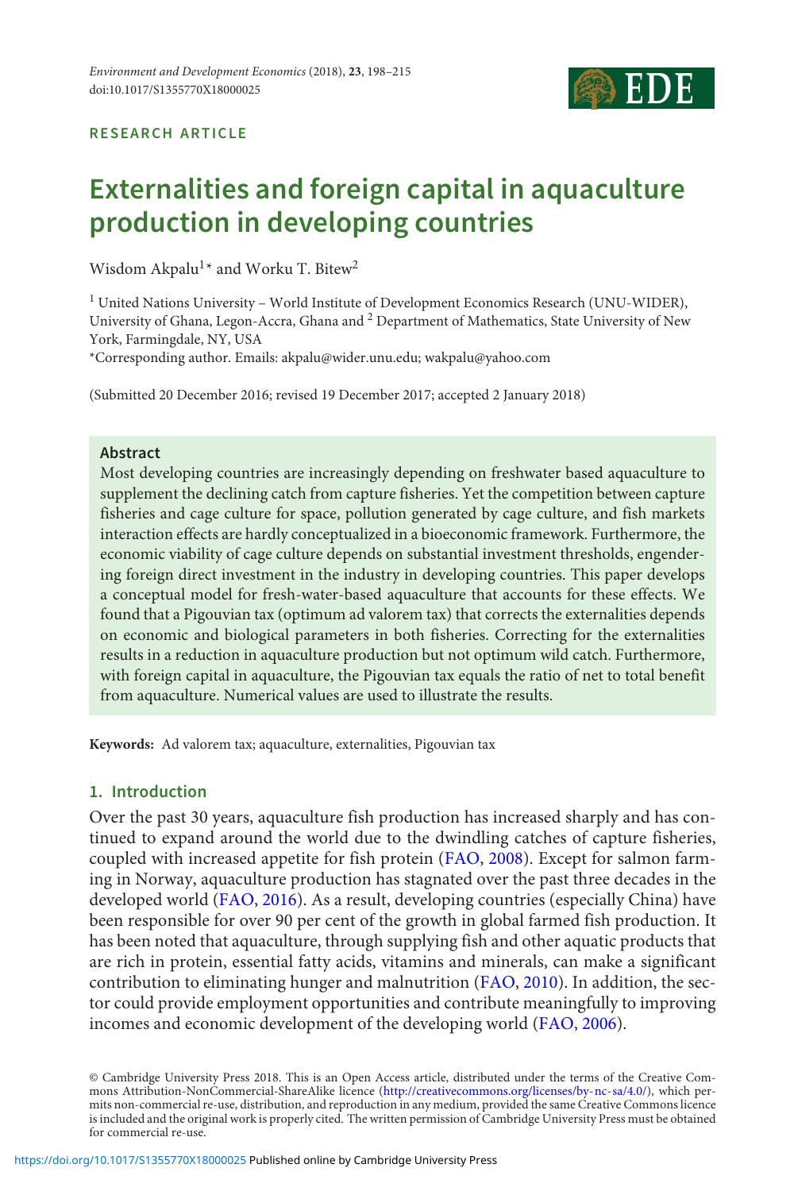RESEARCH ARTICLE

# Externalities and foreign capital in aquaculture production in developing countries

Wisdom Akpalu[1]* and Worku T. Bitew[2]

[1] United Nations University – World Institute of Development Economics Research (UNU-WIDER), University of Ghana, Legon-Accra, Ghana and [2] Department of Mathematics, State University of New York, Farmingdale, NY, USA

*Corresponding author. Emails: akpalu@wider.unu.edu; wakpalu@yahoo.com

(Submitted 20 December 2016; revised 19 December 2017; accepted 2 January 2018)

## Abstract

Most developing countries are increasingly depending on freshwater based aquaculture to supplement the declining catch from capture fisheries. Yet the competition between capture fisheries and cage culture for space, pollution generated by cage culture, and fish markets interaction effects are hardly conceptualized in a bioeconomic framework. Furthermore, the economic viability of cage culture depends on substantial investment thresholds, engendering foreign direct investment in the industry in developing countries. This paper develops a conceptual model for fresh-water-based aquaculture that accounts for these effects. We found that a Pigouvian tax (optimum ad valorem tax) that corrects the externalities depends on economic and biological parameters in both fisheries. Correcting for the externalities results in a reduction in aquaculture production but not optimum wild catch. Furthermore, with foreign capital in aquaculture, the Pigouvian tax equals the ratio of net to total benefit from aquaculture. Numerical values are used to illustrate the results.

**Keywords:** Ad valorem tax; aquaculture, externalities, Pigouvian tax

## 1. Introduction

Over the past 30 years, aquaculture fish production has increased sharply and has continued to expand around the world due to the dwindling catches of capture fisheries, coupled with increased appetite for fish protein (FAO, 2008). Except for salmon farming in Norway, aquaculture production has stagnated over the past three decades in the developed world (FAO, 2016). As a result, developing countries (especially China) have been responsible for over 90 per cent of the growth in global farmed fish production. It has been noted that aquaculture, through supplying fish and other aquatic products that are rich in protein, essential fatty acids, vitamins and minerals, can make a significant contribution to eliminating hunger and malnutrition (FAO, 2010). In addition, the sector could provide employment opportunities and contribute meaningfully to improving incomes and economic development of the developing world (FAO, 2006).

© Cambridge University Press 2018. This is an Open Access article, distributed under the terms of the Creative Commons Attribution-NonCommercial-ShareAlike licence (http://creativecommons.org/licenses/by-nc-sa/4.0/), which permits non-commercial re-use, distribution, and reproduction in any medium, provided the same Creative Commons licence is included and the original work is properly cited. The written permission of Cambridge University Press must be obtained for commercial re-use.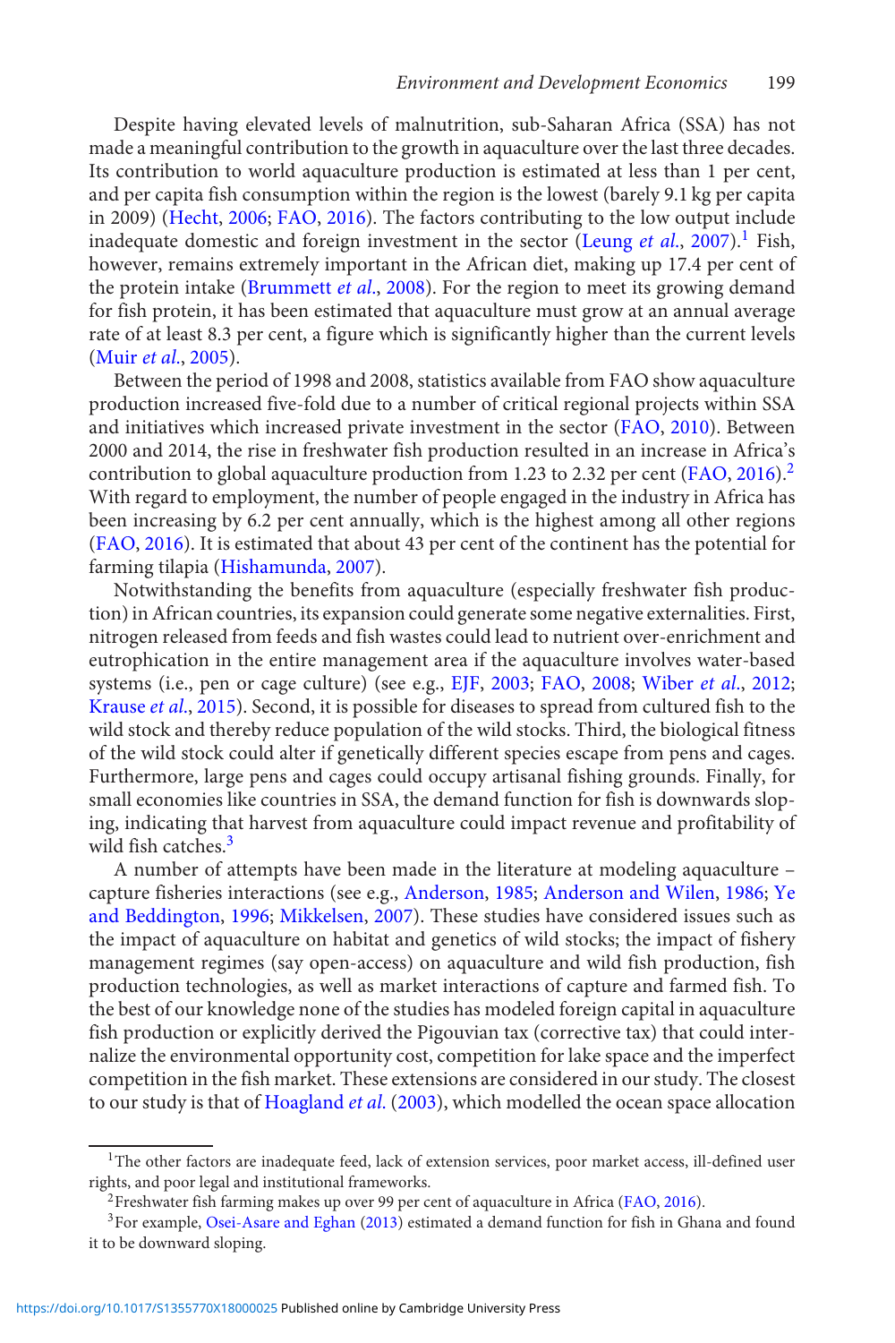Despite having elevated levels of malnutrition, sub-Saharan Africa (SSA) has not made a meaningful contribution to the growth in aquaculture over the last three decades. Its contribution to world aquaculture production is estimated at less than 1 per cent, and per capita fish consumption within the region is the lowest (barely 9.1 kg per capita in 2009) (Hecht, 2006; FAO, 2016). The factors contributing to the low output include inadequate domestic and foreign investment in the sector (Leung *et al.*, 2007).[1] Fish, however, remains extremely important in the African diet, making up 17.4 per cent of the protein intake (Brummett *et al.*, 2008). For the region to meet its growing demand for fish protein, it has been estimated that aquaculture must grow at an annual average rate of at least 8.3 per cent, a figure which is significantly higher than the current levels (Muir *et al.*, 2005).

Between the period of 1998 and 2008, statistics available from FAO show aquaculture production increased five-fold due to a number of critical regional projects within SSA and initiatives which increased private investment in the sector (FAO, 2010). Between 2000 and 2014, the rise in freshwater fish production resulted in an increase in Africa's contribution to global aquaculture production from 1.23 to 2.32 per cent (FAO, 2016).[2] With regard to employment, the number of people engaged in the industry in Africa has been increasing by 6.2 per cent annually, which is the highest among all other regions (FAO, 2016). It is estimated that about 43 per cent of the continent has the potential for farming tilapia (Hishamunda, 2007).

Notwithstanding the benefits from aquaculture (especially freshwater fish production) in African countries, its expansion could generate some negative externalities. First, nitrogen released from feeds and fish wastes could lead to nutrient over-enrichment and eutrophication in the entire management area if the aquaculture involves water-based systems (i.e., pen or cage culture) (see e.g., EJF, 2003; FAO, 2008; Wiber *et al.*, 2012; Krause *et al.*, 2015). Second, it is possible for diseases to spread from cultured fish to the wild stock and thereby reduce population of the wild stocks. Third, the biological fitness of the wild stock could alter if genetically different species escape from pens and cages. Furthermore, large pens and cages could occupy artisanal fishing grounds. Finally, for small economies like countries in SSA, the demand function for fish is downwards sloping, indicating that harvest from aquaculture could impact revenue and profitability of wild fish catches.[3]

A number of attempts have been made in the literature at modeling aquaculture – capture fisheries interactions (see e.g., Anderson, 1985; Anderson and Wilen, 1986; Ye and Beddington, 1996; Mikkelsen, 2007). These studies have considered issues such as the impact of aquaculture on habitat and genetics of wild stocks; the impact of fishery management regimes (say open-access) on aquaculture and wild fish production, fish production technologies, as well as market interactions of capture and farmed fish. To the best of our knowledge none of the studies has modeled foreign capital in aquaculture fish production or explicitly derived the Pigouvian tax (corrective tax) that could internalize the environmental opportunity cost, competition for lake space and the imperfect competition in the fish market. These extensions are considered in our study. The closest to our study is that of Hoagland *et al.* (2003), which modelled the ocean space allocation

[1] The other factors are inadequate feed, lack of extension services, poor market access, ill-defined user rights, and poor legal and institutional frameworks.

[2] Freshwater fish farming makes up over 99 per cent of aquaculture in Africa (FAO, 2016).

[3] For example, Osei-Asare and Eghan (2013) estimated a demand function for fish in Ghana and found it to be downward sloping.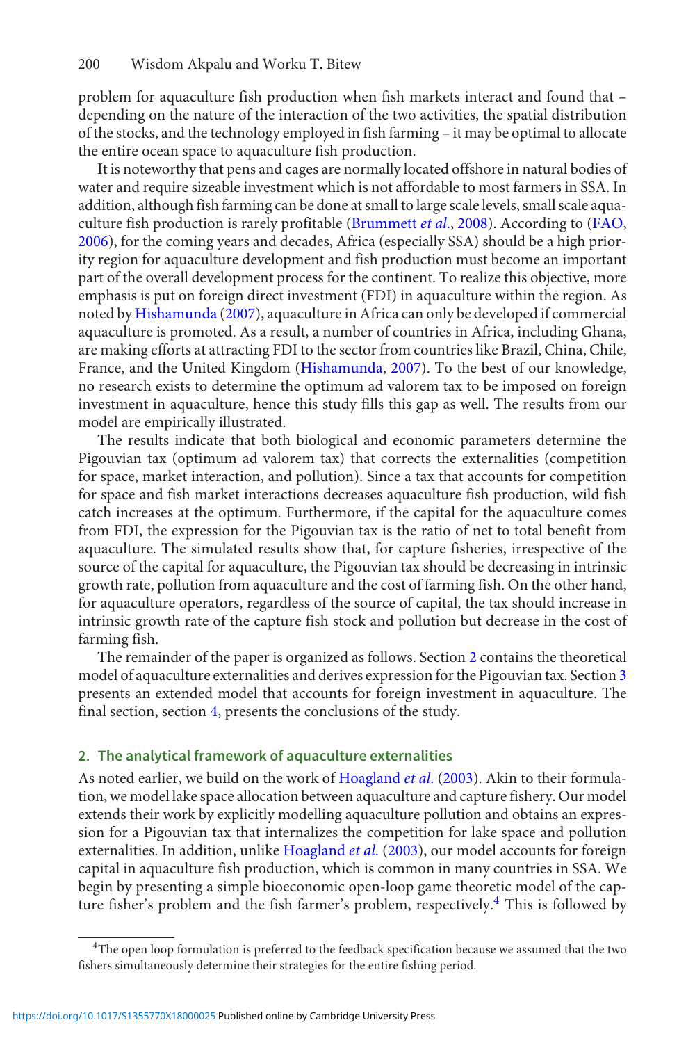problem for aquaculture fish production when fish markets interact and found that – depending on the nature of the interaction of the two activities, the spatial distribution of the stocks, and the technology employed in fish farming – it may be optimal to allocate the entire ocean space to aquaculture fish production.

It is noteworthy that pens and cages are normally located offshore in natural bodies of water and require sizeable investment which is not affordable to most farmers in SSA. In addition, although fish farming can be done at small to large scale levels, small scale aquaculture fish production is rarely profitable (Brummett *et al*., 2008). According to (FAO, 2006), for the coming years and decades, Africa (especially SSA) should be a high priority region for aquaculture development and fish production must become an important part of the overall development process for the continent. To realize this objective, more emphasis is put on foreign direct investment (FDI) in aquaculture within the region. As noted by Hishamunda (2007), aquaculture in Africa can only be developed if commercial aquaculture is promoted. As a result, a number of countries in Africa, including Ghana, are making efforts at attracting FDI to the sector from countries like Brazil, China, Chile, France, and the United Kingdom (Hishamunda, 2007). To the best of our knowledge, no research exists to determine the optimum ad valorem tax to be imposed on foreign investment in aquaculture, hence this study fills this gap as well. The results from our model are empirically illustrated.

The results indicate that both biological and economic parameters determine the Pigouvian tax (optimum ad valorem tax) that corrects the externalities (competition for space, market interaction, and pollution). Since a tax that accounts for competition for space and fish market interactions decreases aquaculture fish production, wild fish catch increases at the optimum. Furthermore, if the capital for the aquaculture comes from FDI, the expression for the Pigouvian tax is the ratio of net to total benefit from aquaculture. The simulated results show that, for capture fisheries, irrespective of the source of the capital for aquaculture, the Pigouvian tax should be decreasing in intrinsic growth rate, pollution from aquaculture and the cost of farming fish. On the other hand, for aquaculture operators, regardless of the source of capital, the tax should increase in intrinsic growth rate of the capture fish stock and pollution but decrease in the cost of farming fish.

The remainder of the paper is organized as follows. Section 2 contains the theoretical model of aquaculture externalities and derives expression for the Pigouvian tax. Section 3 presents an extended model that accounts for foreign investment in aquaculture. The final section, section 4, presents the conclusions of the study.

## 2. The analytical framework of aquaculture externalities

As noted earlier, we build on the work of Hoagland *et al*. (2003). Akin to their formulation, we model lake space allocation between aquaculture and capture fishery. Our model extends their work by explicitly modelling aquaculture pollution and obtains an expression for a Pigouvian tax that internalizes the competition for lake space and pollution externalities. In addition, unlike Hoagland *et al*. (2003), our model accounts for foreign capital in aquaculture fish production, which is common in many countries in SSA. We begin by presenting a simple bioeconomic open-loop game theoretic model of the capture fisher's problem and the fish farmer's problem, respectively.[4] This is followed by

[4]The open loop formulation is preferred to the feedback specification because we assumed that the two fishers simultaneously determine their strategies for the entire fishing period.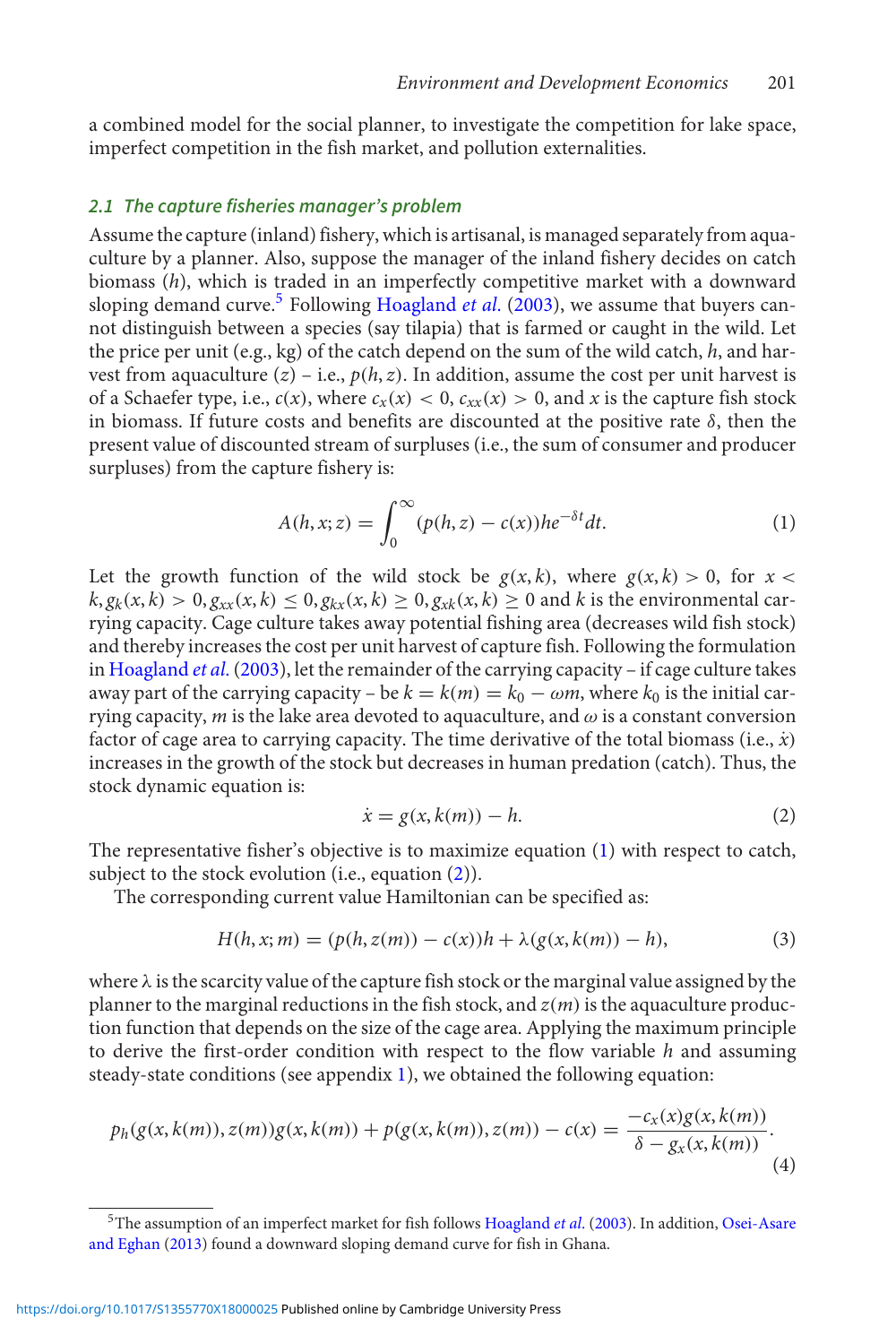a combined model for the social planner, to investigate the competition for lake space, imperfect competition in the fish market, and pollution externalities.

### *2.1 The capture fisheries manager's problem*

Assume the capture (inland) fishery, which is artisanal, is managed separately from aquaculture by a planner. Also, suppose the manager of the inland fishery decides on catch biomass ($h$), which is traded in an imperfectly competitive market with a downward sloping demand curve.[5] Following Hoagland *et al.* (2003), we assume that buyers cannot distinguish between a species (say tilapia) that is farmed or caught in the wild. Let the price per unit (e.g., kg) of the catch depend on the sum of the wild catch, $h$, and harvest from aquaculture ($z$) – i.e., $p(h, z)$. In addition, assume the cost per unit harvest is of a Schaefer type, i.e., $c(x)$, where $c_x(x) < 0$, $c_{xx}(x) > 0$, and $x$ is the capture fish stock in biomass. If future costs and benefits are discounted at the positive rate $\delta$, then the present value of discounted stream of surpluses (i.e., the sum of consumer and producer surpluses) from the capture fishery is:

$$A(h, x; z) = \int_0^\infty (p(h, z) - c(x))he^{-\delta t}dt. \tag{1}$$

Let the growth function of the wild stock be $g(x, k)$, where $g(x, k) > 0$, for $x < k, g_k(x, k) > 0, g_{xx}(x, k) \leq 0, g_{kx}(x, k) \geq 0, g_{xk}(x, k) \geq 0$ and $k$ is the environmental carrying capacity. Cage culture takes away potential fishing area (decreases wild fish stock) and thereby increases the cost per unit harvest of capture fish. Following the formulation in Hoagland *et al.* (2003), let the remainder of the carrying capacity – if cage culture takes away part of the carrying capacity – be $k = k(m) = k_0 - \omega m$, where $k_0$ is the initial carrying capacity, $m$ is the lake area devoted to aquaculture, and $\omega$ is a constant conversion factor of cage area to carrying capacity. The time derivative of the total biomass (i.e., $\dot{x}$) increases in the growth of the stock but decreases in human predation (catch). Thus, the stock dynamic equation is:

$$\dot{x} = g(x, k(m)) - h. \tag{2}$$

The representative fisher's objective is to maximize equation (1) with respect to catch, subject to the stock evolution (i.e., equation (2)).

The corresponding current value Hamiltonian can be specified as:

$$H(h, x; m) = (p(h, z(m)) - c(x))h + \lambda(g(x, k(m)) - h), \tag{3}$$

where $\lambda$ is the scarcity value of the capture fish stock or the marginal value assigned by the planner to the marginal reductions in the fish stock, and $z(m)$ is the aquaculture production function that depends on the size of the cage area. Applying the maximum principle to derive the first-order condition with respect to the flow variable $h$ and assuming steady-state conditions (see appendix 1), we obtained the following equation:

$$p_h(g(x, k(m)), z(m))g(x, k(m)) + p(g(x, k(m)), z(m)) - c(x) = \frac{-c_x(x)g(x, k(m))}{\delta - g_x(x, k(m))}. \tag{4}$$

[5]The assumption of an imperfect market for fish follows Hoagland *et al.* (2003). In addition, Osei-Asare and Eghan (2013) found a downward sloping demand curve for fish in Ghana.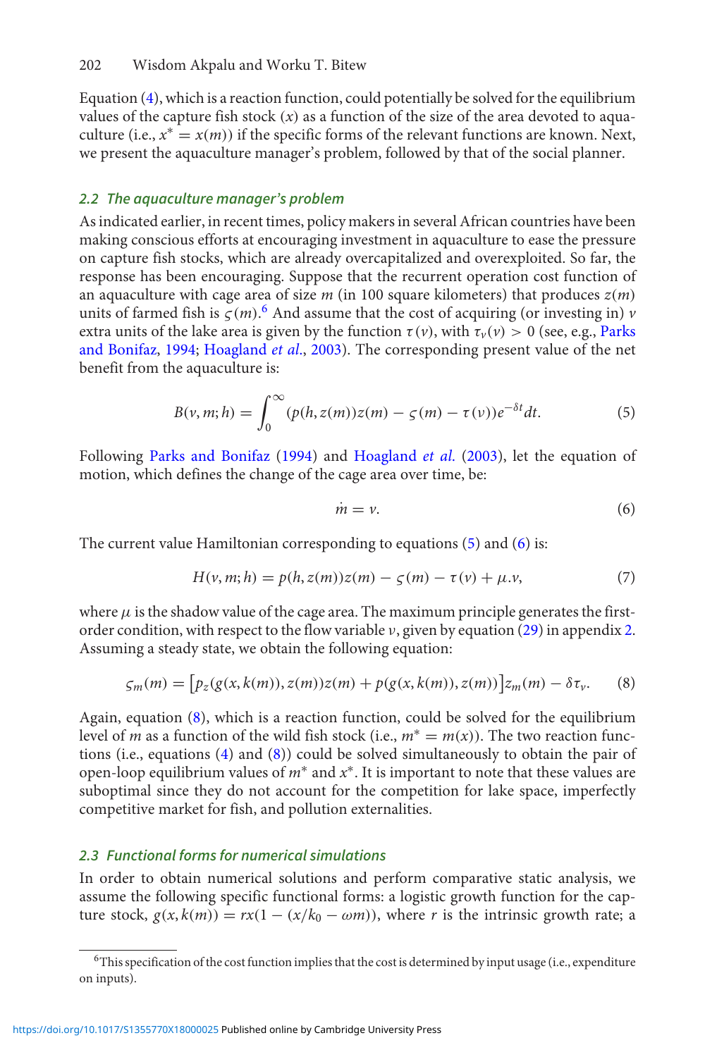Equation (4), which is a reaction function, could potentially be solved for the equilibrium values of the capture fish stock ($x$) as a function of the size of the area devoted to aquaculture (i.e., $x^* = x(m)$) if the specific forms of the relevant functions are known. Next, we present the aquaculture manager's problem, followed by that of the social planner.

### *2.2 The aquaculture manager's problem*

As indicated earlier, in recent times, policy makers in several African countries have been making conscious efforts at encouraging investment in aquaculture to ease the pressure on capture fish stocks, which are already overcapitalized and overexploited. So far, the response has been encouraging. Suppose that the recurrent operation cost function of an aquaculture with cage area of size $m$ (in 100 square kilometers) that produces $z(m)$ units of farmed fish is $\varsigma(m)$.[6] And assume that the cost of acquiring (or investing in) $v$ extra units of the lake area is given by the function $\tau(v)$, with $\tau_v(v) > 0$ (see, e.g., Parks and Bonifaz, 1994; Hoagland *et al.*, 2003). The corresponding present value of the net benefit from the aquaculture is:

$$B(v, m; h) = \int_0^\infty (p(h, z(m))z(m) - \varsigma(m) - \tau(v))e^{-\delta t}dt. \tag{5}$$

Following Parks and Bonifaz (1994) and Hoagland *et al.* (2003), let the equation of motion, which defines the change of the cage area over time, be:

$$\dot{m} = v. \tag{6}$$

The current value Hamiltonian corresponding to equations (5) and (6) is:

$$H(v, m; h) = p(h, z(m))z(m) - \varsigma(m) - \tau(v) + \mu.v, \tag{7}$$

where $\mu$ is the shadow value of the cage area. The maximum principle generates the first-order condition, with respect to the flow variable $v$, given by equation (29) in appendix 2. Assuming a steady state, we obtain the following equation:

$$\varsigma_m(m) = \left[p_z(g(x, k(m)), z(m))z(m) + p(g(x, k(m)), z(m))\right]z_m(m) - \delta\tau_v. \tag{8}$$

Again, equation (8), which is a reaction function, could be solved for the equilibrium level of $m$ as a function of the wild fish stock (i.e., $m^* = m(x)$). The two reaction functions (i.e., equations (4) and (8)) could be solved simultaneously to obtain the pair of open-loop equilibrium values of $m^*$ and $x^*$. It is important to note that these values are suboptimal since they do not account for the competition for lake space, imperfectly competitive market for fish, and pollution externalities.

### *2.3 Functional forms for numerical simulations*

In order to obtain numerical solutions and perform comparative static analysis, we assume the following specific functional forms: a logistic growth function for the capture stock, $g(x, k(m)) = rx(1 - (x/k_0 - \omega m))$, where $r$ is the intrinsic growth rate; a

[6] This specification of the cost function implies that the cost is determined by input usage (i.e., expenditure on inputs).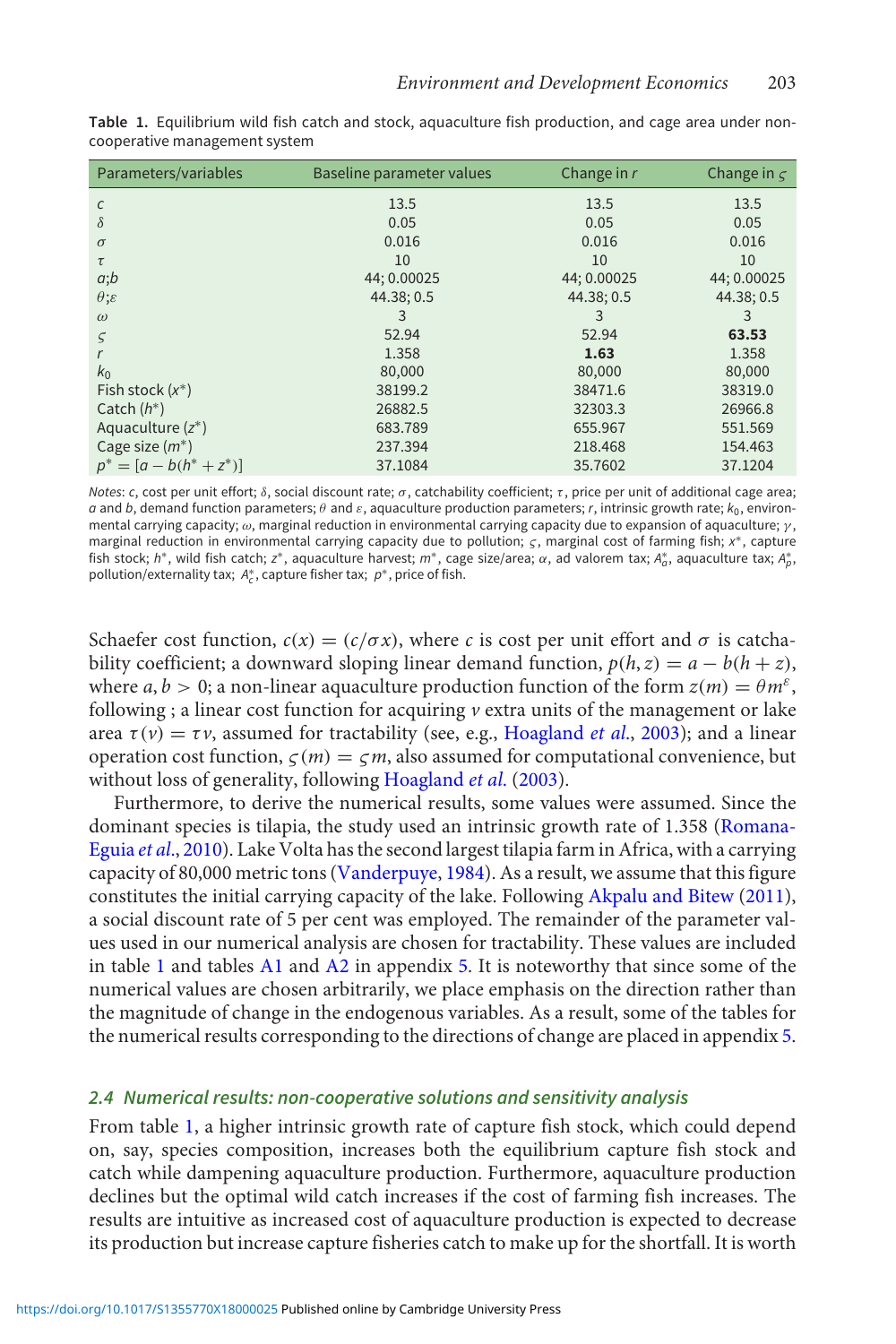**Table 1.** Equilibrium wild fish catch and stock, aquaculture fish production, and cage area under non-cooperative management system

| Parameters/variables | Baseline parameter values | Change in $r$ | Change in $\varsigma$ |
|---|---|---|---|
| $c$ | 13.5 | 13.5 | 13.5 |
| $\delta$ | 0.05 | 0.05 | 0.05 |
| $\sigma$ | 0.016 | 0.016 | 0.016 |
| $\tau$ | 10 | 10 | 10 |
| $a$;$b$ | 44; 0.00025 | 44; 0.00025 | 44; 0.00025 |
| $\theta$;$\varepsilon$ | 44.38; 0.5 | 44.38; 0.5 | 44.38; 0.5 |
| $\omega$ | 3 | 3 | 3 |
| $\varsigma$ | 52.94 | 52.94 | **63.53** |
| $r$ | 1.358 | **1.63** | 1.358 |
| $k_0$ | 80,000 | 80,000 | 80,000 |
| Fish stock ($x^*$) | 38199.2 | 38471.6 | 38319.0 |
| Catch ($h^*$) | 26882.5 | 32303.3 | 26966.8 |
| Aquaculture ($z^*$) | 683.789 | 655.967 | 551.569 |
| Cage size ($m^*$) | 237.394 | 218.468 | 154.463 |
| $p^* = [a - b(h^* + z^*)]$ | 37.1084 | 35.7602 | 37.1204 |

*Notes*: $c$, cost per unit effort; $\delta$, social discount rate; $\sigma$, catchability coefficient; $\tau$, price per unit of additional cage area; $a$ and $b$, demand function parameters; $\theta$ and $\varepsilon$, aquaculture production parameters; $r$, intrinsic growth rate; $k_0$, environmental carrying capacity; $\omega$, marginal reduction in environmental carrying capacity due to expansion of aquaculture; $\gamma$, marginal reduction in environmental carrying capacity due to pollution; $\varsigma$, marginal cost of farming fish; $x^*$, capture fish stock; $h^*$, wild fish catch; $z^*$, aquaculture harvest; $m^*$, cage size/area; $\alpha$, ad valorem tax; $A_a^*$, aquaculture tax; $A_p^*$, pollution/externality tax; $A_c^*$, capture fisher tax; $p^*$, price of fish.

Schaefer cost function, $c(x) = (c/\sigma x)$, where $c$ is cost per unit effort and $\sigma$ is catchability coefficient; a downward sloping linear demand function, $p(h, z) = a - b(h + z)$, where $a, b > 0$; a non-linear aquaculture production function of the form $z(m) = \theta m^{\varepsilon}$, following ; a linear cost function for acquiring $v$ extra units of the management or lake area $\tau(v) = \tau v$, assumed for tractability (see, e.g., Hoagland *et al*., 2003); and a linear operation cost function, $\varsigma(m) = \varsigma m$, also assumed for computational convenience, but without loss of generality, following Hoagland *et al.* (2003).

Furthermore, to derive the numerical results, some values were assumed. Since the dominant species is tilapia, the study used an intrinsic growth rate of 1.358 (Romana-Eguia *et al*., 2010). Lake Volta has the second largest tilapia farm in Africa, with a carrying capacity of 80,000 metric tons (Vanderpuye, 1984). As a result, we assume that this figure constitutes the initial carrying capacity of the lake. Following Akpalu and Bitew (2011), a social discount rate of 5 per cent was employed. The remainder of the parameter values used in our numerical analysis are chosen for tractability. These values are included in table 1 and tables A1 and A2 in appendix 5. It is noteworthy that since some of the numerical values are chosen arbitrarily, we place emphasis on the direction rather than the magnitude of change in the endogenous variables. As a result, some of the tables for the numerical results corresponding to the directions of change are placed in appendix 5.

### 2.4 Numerical results: non-cooperative solutions and sensitivity analysis

From table 1, a higher intrinsic growth rate of capture fish stock, which could depend on, say, species composition, increases both the equilibrium capture fish stock and catch while dampening aquaculture production. Furthermore, aquaculture production declines but the optimal wild catch increases if the cost of farming fish increases. The results are intuitive as increased cost of aquaculture production is expected to decrease its production but increase capture fisheries catch to make up for the shortfall. It is worth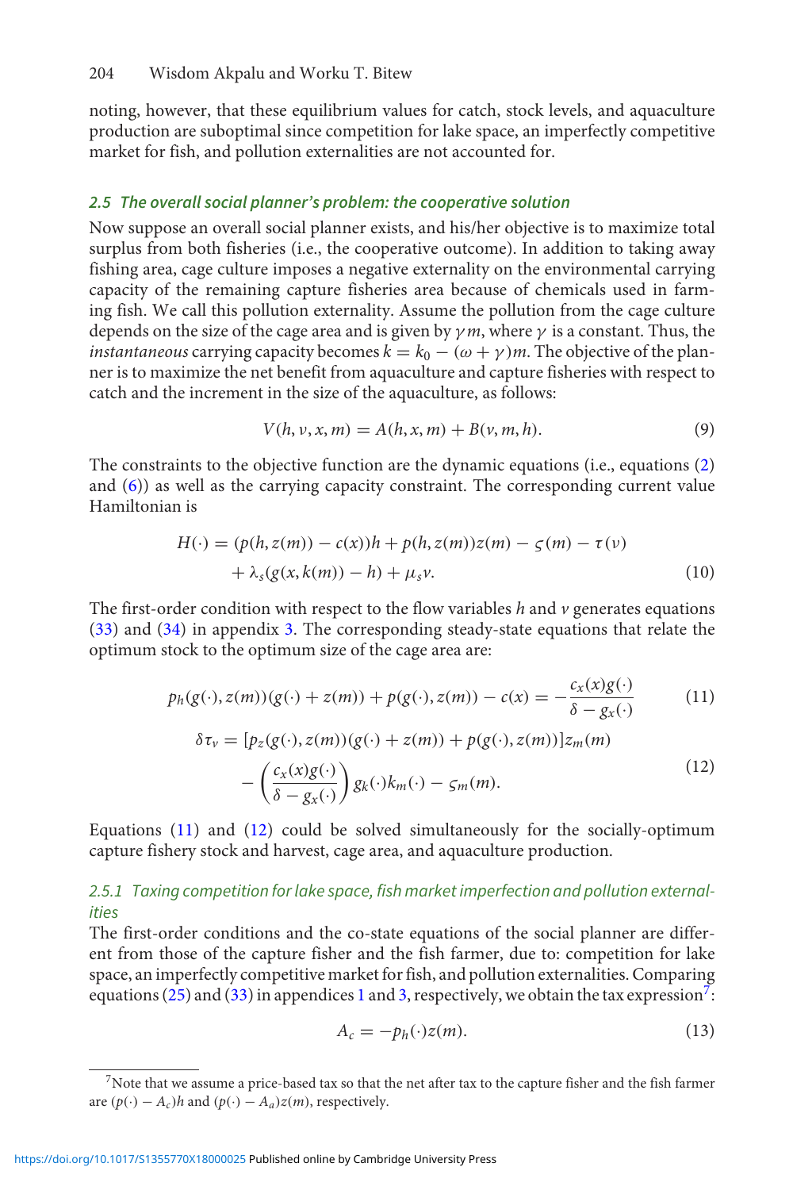noting, however, that these equilibrium values for catch, stock levels, and aquaculture production are suboptimal since competition for lake space, an imperfectly competitive market for fish, and pollution externalities are not accounted for.

### *2.5 The overall social planner's problem: the cooperative solution*

Now suppose an overall social planner exists, and his/her objective is to maximize total surplus from both fisheries (i.e., the cooperative outcome). In addition to taking away fishing area, cage culture imposes a negative externality on the environmental carrying capacity of the remaining capture fisheries area because of chemicals used in farming fish. We call this pollution externality. Assume the pollution from the cage culture depends on the size of the cage area and is given by $\gamma m$, where $\gamma$ is a constant. Thus, the *instantaneous* carrying capacity becomes $k = k_0 - (\omega + \gamma)m$. The objective of the planner is to maximize the net benefit from aquaculture and capture fisheries with respect to catch and the increment in the size of the aquaculture, as follows:

$$V(h, v, x, m) = A(h, x, m) + B(v, m, h). \tag{9}$$

The constraints to the objective function are the dynamic equations (i.e., equations (2) and (6)) as well as the carrying capacity constraint. The corresponding current value Hamiltonian is

$$\begin{aligned} H(\cdot) = {} & (p(h, z(m)) - c(x))h + p(h, z(m))z(m) - \varsigma(m) - \tau(v) \\ & + \lambda_s(g(x, k(m)) - h) + \mu_s v. \end{aligned} \tag{10}$$

The first-order condition with respect to the flow variables $h$ and $v$ generates equations (33) and (34) in appendix 3. The corresponding steady-state equations that relate the optimum stock to the optimum size of the cage area are:

$$p_h(g(\cdot), z(m))(g(\cdot) + z(m)) + p(g(\cdot), z(m)) - c(x) = -\frac{c_x(x)g(\cdot)}{\delta - g_x(\cdot)} \tag{11}$$

$$\begin{aligned} \delta\tau_v = {} & [p_z(g(\cdot), z(m))(g(\cdot) + z(m)) + p(g(\cdot), z(m))]z_m(m) \\ & - \left(\frac{c_x(x)g(\cdot)}{\delta - g_x(\cdot)}\right) g_k(\cdot)k_m(\cdot) - \varsigma_m(m). \end{aligned} \tag{12}$$

Equations (11) and (12) could be solved simultaneously for the socially-optimum capture fishery stock and harvest, cage area, and aquaculture production.

#### *2.5.1 Taxing competition for lake space, fish market imperfection and pollution externalities*

The first-order conditions and the co-state equations of the social planner are different from those of the capture fisher and the fish farmer, due to: competition for lake space, an imperfectly competitive market for fish, and pollution externalities. Comparing equations (25) and (33) in appendices 1 and 3, respectively, we obtain the tax expression[7]:

$$A_c = -p_h(\cdot)z(m). \tag{13}$$

[7]Note that we assume a price-based tax so that the net after tax to the capture fisher and the fish farmer are $(p(\cdot) - A_c)h$ and $(p(\cdot) - A_a)z(m)$, respectively.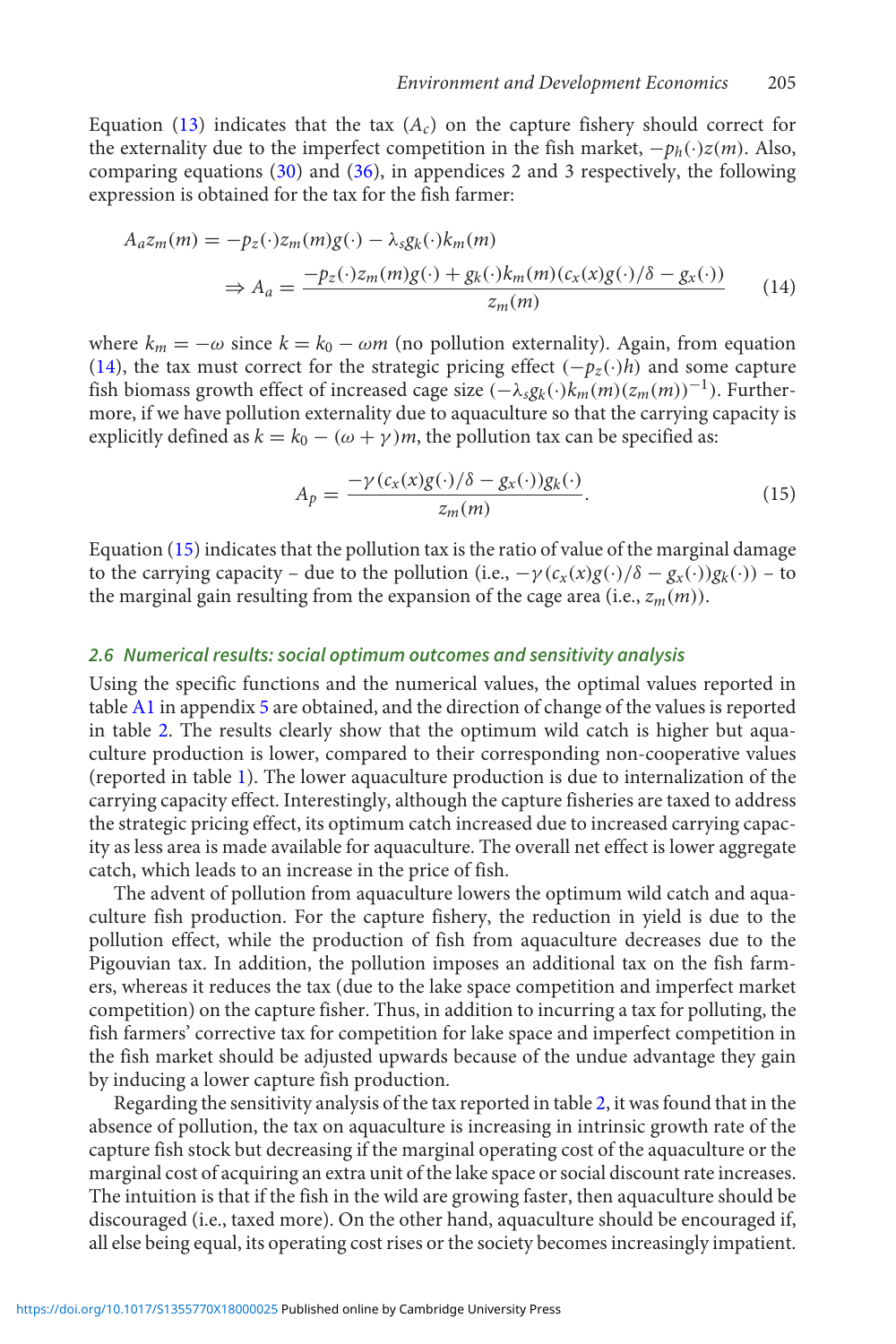Equation (13) indicates that the tax ($A_c$) on the capture fishery should correct for the externality due to the imperfect competition in the fish market, $-p_h(\cdot)z(m)$. Also, comparing equations (30) and (36), in appendices 2 and 3 respectively, the following expression is obtained for the tax for the fish farmer:

$$A_a z_m(m) = -p_z(\cdot)z_m(m)g(\cdot) - \lambda_s g_k(\cdot)k_m(m)$$
$$\Rightarrow A_a = \frac{-p_z(\cdot)z_m(m)g(\cdot) + g_k(\cdot)k_m(m)(c_x(x)g(\cdot)/\delta - g_x(\cdot))}{z_m(m)} \quad (14)$$

where $k_m = -\omega$ since $k = k_0 - \omega m$ (no pollution externality). Again, from equation (14), the tax must correct for the strategic pricing effect $(-p_z(\cdot)h)$ and some capture fish biomass growth effect of increased cage size $(-\lambda_s g_k(\cdot)k_m(m)(z_m(m))^{-1})$. Furthermore, if we have pollution externality due to aquaculture so that the carrying capacity is explicitly defined as $k = k_0 - (\omega + \gamma)m$, the pollution tax can be specified as:

$$A_p = \frac{-\gamma(c_x(x)g(\cdot)/\delta - g_x(\cdot))g_k(\cdot)}{z_m(m)}. \quad (15)$$

Equation (15) indicates that the pollution tax is the ratio of value of the marginal damage to the carrying capacity – due to the pollution (i.e., $-\gamma(c_x(x)g(\cdot)/\delta - g_x(\cdot))g_k(\cdot)$) – to the marginal gain resulting from the expansion of the cage area (i.e., $z_m(m)$).

### *2.6 Numerical results: social optimum outcomes and sensitivity analysis*

Using the specific functions and the numerical values, the optimal values reported in table A1 in appendix 5 are obtained, and the direction of change of the values is reported in table 2. The results clearly show that the optimum wild catch is higher but aquaculture production is lower, compared to their corresponding non-cooperative values (reported in table 1). The lower aquaculture production is due to internalization of the carrying capacity effect. Interestingly, although the capture fisheries are taxed to address the strategic pricing effect, its optimum catch increased due to increased carrying capacity as less area is made available for aquaculture. The overall net effect is lower aggregate catch, which leads to an increase in the price of fish.

The advent of pollution from aquaculture lowers the optimum wild catch and aquaculture fish production. For the capture fishery, the reduction in yield is due to the pollution effect, while the production of fish from aquaculture decreases due to the Pigouvian tax. In addition, the pollution imposes an additional tax on the fish farmers, whereas it reduces the tax (due to the lake space competition and imperfect market competition) on the capture fisher. Thus, in addition to incurring a tax for polluting, the fish farmers' corrective tax for competition for lake space and imperfect competition in the fish market should be adjusted upwards because of the undue advantage they gain by inducing a lower capture fish production.

Regarding the sensitivity analysis of the tax reported in table 2, it was found that in the absence of pollution, the tax on aquaculture is increasing in intrinsic growth rate of the capture fish stock but decreasing if the marginal operating cost of the aquaculture or the marginal cost of acquiring an extra unit of the lake space or social discount rate increases. The intuition is that if the fish in the wild are growing faster, then aquaculture should be discouraged (i.e., taxed more). On the other hand, aquaculture should be encouraged if, all else being equal, its operating cost rises or the society becomes increasingly impatient.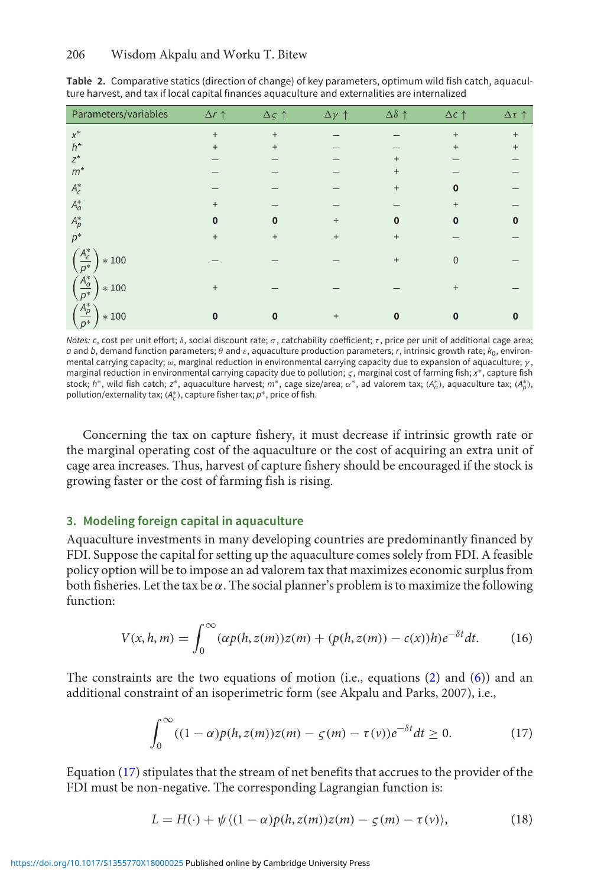**Table 2.** Comparative statics (direction of change) of key parameters, optimum wild fish catch, aquaculture harvest, and tax if local capital finances aquaculture and externalities are internalized

| Parameters/variables | $\Delta r \uparrow$ | $\Delta \varsigma \uparrow$ | $\Delta \gamma \uparrow$ | $\Delta \delta \uparrow$ | $\Delta c \uparrow$ | $\Delta \tau \uparrow$ |
|---|---|---|---|---|---|---|
| $x^*$ | + | + | − | − | + | + |
| $h^*$ | + | + | − | − | + | + |
| $z^*$ | − | − | − | + | − | − |
| $m^*$ | − | − | − | + | − | − |
| $A_c^*$ | − | − | − | + | **0** | − |
| $A_a^*$ | + | − | − | − | + | − |
| $A_p^*$ | **0** | **0** | + | **0** | **0** | **0** |
| $p^*$ | + | + | + | + | − | − |
| $\left(\frac{A_c^*}{p^*}\right) * 100$ | − | − | − | + | 0 | − |
| $\left(\frac{A_a^*}{p^*}\right) * 100$ | + | − | − | − | + | − |
| $\left(\frac{A_p^*}{p^*}\right) * 100$ | **0** | **0** | + | **0** | **0** | **0** |

*Notes:* $c$, cost per unit effort; $\delta$, social discount rate; $\sigma$, catchability coefficient; $\tau$, price per unit of additional cage area; $a$ and $b$, demand function parameters; $\theta$ and $\varepsilon$, aquaculture production parameters; $r$, intrinsic growth rate; $k_0$, environmental carrying capacity; $\omega$, marginal reduction in environmental carrying capacity due to expansion of aquaculture; $\gamma$, marginal reduction in environmental carrying capacity due to pollution; $\varsigma$, marginal cost of farming fish; $x^*$, capture fish stock; $h^*$, wild fish catch; $z^*$, aquaculture harvest; $m^*$, cage size/area; $\alpha^*$, ad valorem tax; $(A_a^*)$, aquaculture tax; $(A_p^*)$, pollution/externality tax; $(A_c^*)$, capture fisher tax; $p^*$, price of fish.

Concerning the tax on capture fishery, it must decrease if intrinsic growth rate or the marginal operating cost of the aquaculture or the cost of acquiring an extra unit of cage area increases. Thus, harvest of capture fishery should be encouraged if the stock is growing faster or the cost of farming fish is rising.

## 3. Modeling foreign capital in aquaculture

Aquaculture investments in many developing countries are predominantly financed by FDI. Suppose the capital for setting up the aquaculture comes solely from FDI. A feasible policy option will be to impose an ad valorem tax that maximizes economic surplus from both fisheries. Let the tax be $\alpha$. The social planner's problem is to maximize the following function:

$$V(x, h, m) = \int_0^\infty (\alpha p(h, z(m))z(m) + (p(h, z(m)) - c(x))h)e^{-\delta t}dt. \tag{16}$$

The constraints are the two equations of motion (i.e., equations (2) and (6)) and an additional constraint of an isoperimetric form (see Akpalu and Parks, 2007), i.e.,

$$\int_0^\infty ((1-\alpha)p(h, z(m))z(m) - \varsigma(m) - \tau(v))e^{-\delta t}dt \geq 0. \tag{17}$$

Equation (17) stipulates that the stream of net benefits that accrues to the provider of the FDI must be non-negative. The corresponding Lagrangian function is:

$$L = H(\cdot) + \psi\langle(1-\alpha)p(h, z(m))z(m) - \varsigma(m) - \tau(v)\rangle, \tag{18}$$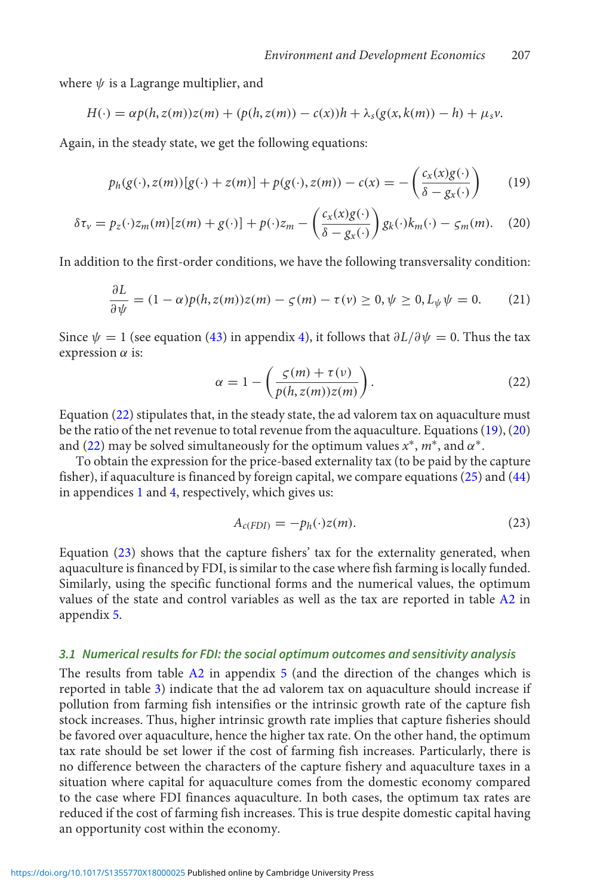where $\psi$ is a Lagrange multiplier, and

$$H(\cdot) = \alpha p(h, z(m))z(m) + (p(h, z(m)) - c(x))h + \lambda_s(g(x, k(m)) - h) + \mu_s v.$$

Again, in the steady state, we get the following equations:

$$p_h(g(\cdot), z(m))[g(\cdot) + z(m)] + p(g(\cdot), z(m)) - c(x) = -\left(\frac{c_x(x)g(\cdot)}{\delta - g_x(\cdot)}\right) \tag{19}$$

$$\delta\tau_v = p_z(\cdot)z_m(m)[z(m) + g(\cdot)] + p(\cdot)z_m - \left(\frac{c_x(x)g(\cdot)}{\delta - g_x(\cdot)}\right)g_k(\cdot)k_m(\cdot) - \varsigma_m(m). \tag{20}$$

In addition to the first-order conditions, we have the following transversality condition:

$$\frac{\partial L}{\partial \psi} = (1 - \alpha)p(h, z(m))z(m) - \varsigma(m) - \tau(v) \geq 0, \psi \geq 0, L_\psi \psi = 0. \tag{21}$$

Since $\psi = 1$ (see equation (43) in appendix 4), it follows that $\partial L/\partial \psi = 0$. Thus the tax expression $\alpha$ is:

$$\alpha = 1 - \left(\frac{\varsigma(m) + \tau(v)}{p(h, z(m))z(m)}\right). \tag{22}$$

Equation (22) stipulates that, in the steady state, the ad valorem tax on aquaculture must be the ratio of the net revenue to total revenue from the aquaculture. Equations (19), (20) and (22) may be solved simultaneously for the optimum values $x^*$, $m^*$, and $\alpha^*$.

To obtain the expression for the price-based externality tax (to be paid by the capture fisher), if aquaculture is financed by foreign capital, we compare equations (25) and (44) in appendices 1 and 4, respectively, which gives us:

$$A_{c(FDI)} = -p_h(\cdot)z(m). \tag{23}$$

Equation (23) shows that the capture fishers' tax for the externality generated, when aquaculture is financed by FDI, is similar to the case where fish farming is locally funded. Similarly, using the specific functional forms and the numerical values, the optimum values of the state and control variables as well as the tax are reported in table A2 in appendix 5.

### *3.1 Numerical results for FDI: the social optimum outcomes and sensitivity analysis*

The results from table A2 in appendix 5 (and the direction of the changes which is reported in table 3) indicate that the ad valorem tax on aquaculture should increase if pollution from farming fish intensifies or the intrinsic growth rate of the capture fish stock increases. Thus, higher intrinsic growth rate implies that capture fisheries should be favored over aquaculture, hence the higher tax rate. On the other hand, the optimum tax rate should be set lower if the cost of farming fish increases. Particularly, there is no difference between the characters of the capture fishery and aquaculture taxes in a situation where capital for aquaculture comes from the domestic economy compared to the case where FDI finances aquaculture. In both cases, the optimum tax rates are reduced if the cost of farming fish increases. This is true despite domestic capital having an opportunity cost within the economy.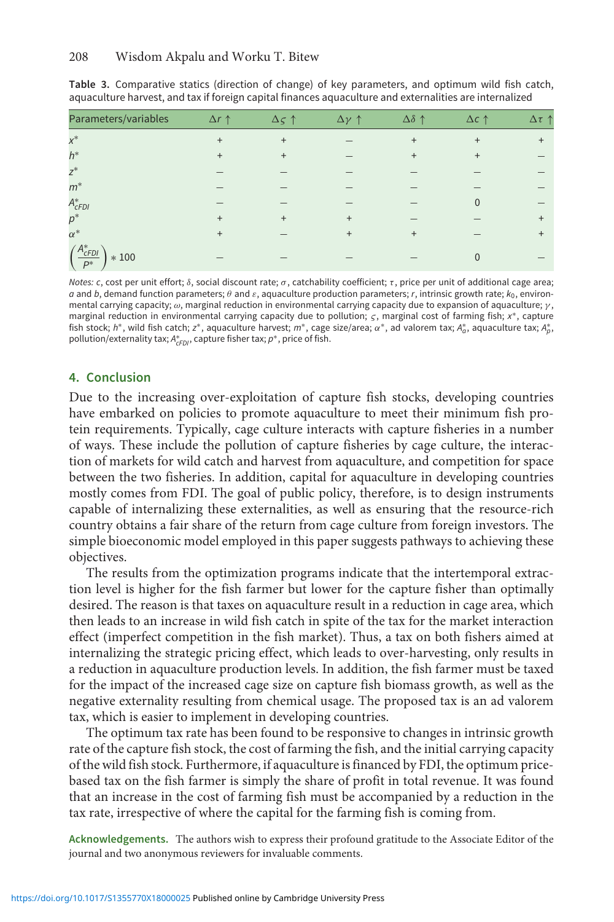**Table 3.** Comparative statics (direction of change) of key parameters, and optimum wild fish catch, aquaculture harvest, and tax if foreign capital finances aquaculture and externalities are internalized

| Parameters/variables | $\Delta r \uparrow$ | $\Delta \varsigma \uparrow$ | $\Delta \gamma \uparrow$ | $\Delta \delta \uparrow$ | $\Delta c \uparrow$ | $\Delta \tau \uparrow$ |
|---|---|---|---|---|---|---|
| $x^*$ | + | + | – | + | + | + |
| $h^*$ | + | + | – | + | + | – |
| $z^*$ | – | – | – | – | – | – |
| $m^*$ | – | – | – | – | – | – |
| $A^*_{cFDI}$ | – | – | – | – | 0 | – |
| $p^*$ | + | + | + | – | – | + |
| $\alpha^*$ | + | – | + | + | – | + |
| $\left(\frac{A^*_{cFDI}}{P^*}\right) * 100$ | – | – | – | – | 0 | – |

*Notes:* $c$, cost per unit effort; $\delta$, social discount rate; $\sigma$, catchability coefficient; $\tau$, price per unit of additional cage area; $a$ and $b$, demand function parameters; $\theta$ and $\varepsilon$, aquaculture production parameters; $r$, intrinsic growth rate; $k_0$, environmental carrying capacity; $\omega$, marginal reduction in environmental carrying capacity due to expansion of aquaculture; $\gamma$, marginal reduction in environmental carrying capacity due to pollution; $\varsigma$, marginal cost of farming fish; $x^*$, capture fish stock; $h^*$, wild fish catch; $z^*$, aquaculture harvest; $m^*$, cage size/area; $\alpha^*$, ad valorem tax; $A^*_a$, aquaculture tax; $A^*_p$, pollution/externality tax; $A^*_{cFDI}$, capture fisher tax; $p^*$, price of fish.

## 4. Conclusion

Due to the increasing over-exploitation of capture fish stocks, developing countries have embarked on policies to promote aquaculture to meet their minimum fish protein requirements. Typically, cage culture interacts with capture fisheries in a number of ways. These include the pollution of capture fisheries by cage culture, the interaction of markets for wild catch and harvest from aquaculture, and competition for space between the two fisheries. In addition, capital for aquaculture in developing countries mostly comes from FDI. The goal of public policy, therefore, is to design instruments capable of internalizing these externalities, as well as ensuring that the resource-rich country obtains a fair share of the return from cage culture from foreign investors. The simple bioeconomic model employed in this paper suggests pathways to achieving these objectives.

The results from the optimization programs indicate that the intertemporal extraction level is higher for the fish farmer but lower for the capture fisher than optimally desired. The reason is that taxes on aquaculture result in a reduction in cage area, which then leads to an increase in wild fish catch in spite of the tax for the market interaction effect (imperfect competition in the fish market). Thus, a tax on both fishers aimed at internalizing the strategic pricing effect, which leads to over-harvesting, only results in a reduction in aquaculture production levels. In addition, the fish farmer must be taxed for the impact of the increased cage size on capture fish biomass growth, as well as the negative externality resulting from chemical usage. The proposed tax is an ad valorem tax, which is easier to implement in developing countries.

The optimum tax rate has been found to be responsive to changes in intrinsic growth rate of the capture fish stock, the cost of farming the fish, and the initial carrying capacity of the wild fish stock. Furthermore, if aquaculture is financed by FDI, the optimum price-based tax on the fish farmer is simply the share of profit in total revenue. It was found that an increase in the cost of farming fish must be accompanied by a reduction in the tax rate, irrespective of where the capital for the farming fish is coming from.

**Acknowledgements.** The authors wish to express their profound gratitude to the Associate Editor of the journal and two anonymous reviewers for invaluable comments.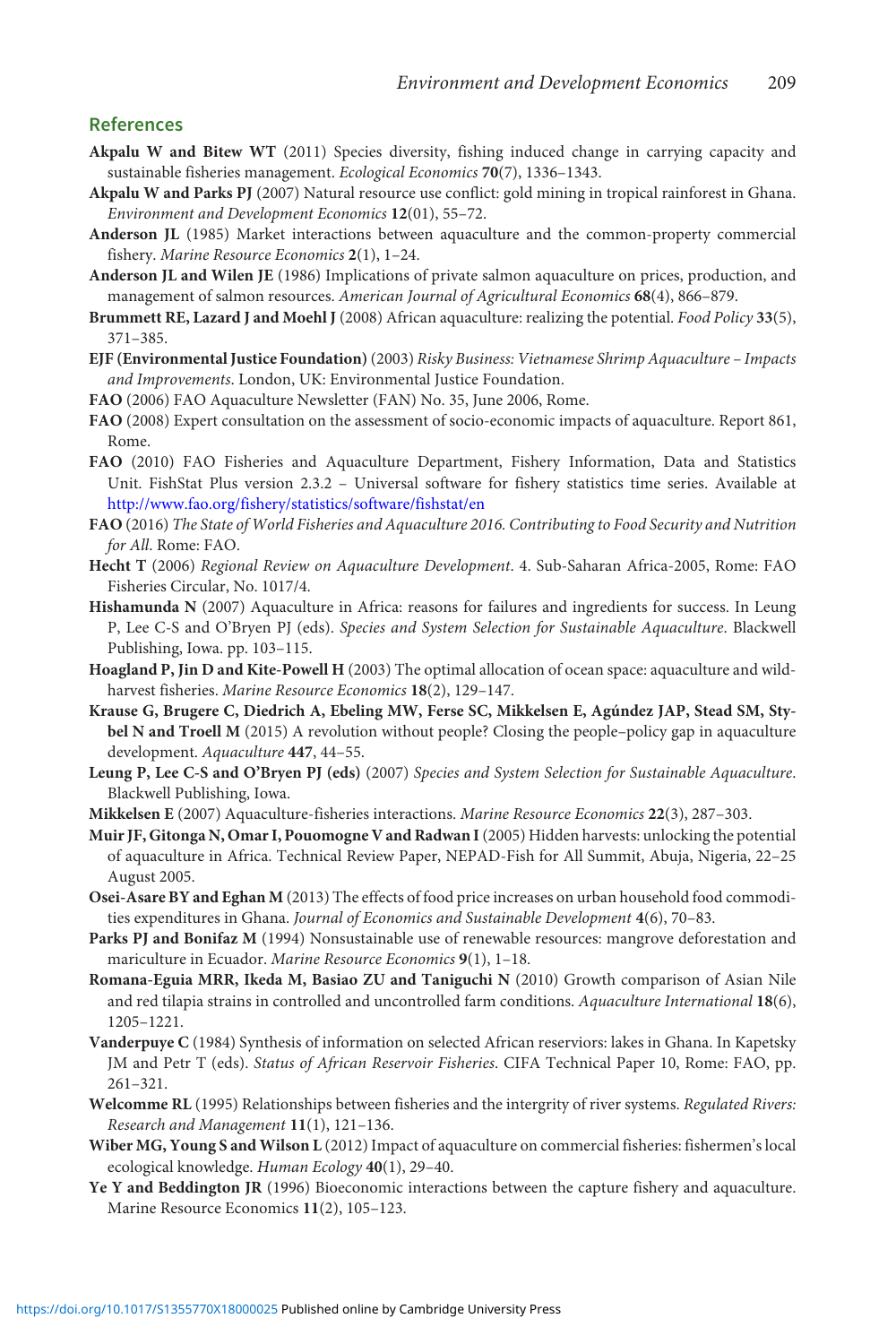## References

**Akpalu W and Bitew WT** (2011) Species diversity, fishing induced change in carrying capacity and sustainable fisheries management. *Ecological Economics* **70**(7), 1336–1343.

**Akpalu W and Parks PJ** (2007) Natural resource use conflict: gold mining in tropical rainforest in Ghana. *Environment and Development Economics* **12**(01), 55–72.

**Anderson JL** (1985) Market interactions between aquaculture and the common-property commercial fishery. *Marine Resource Economics* **2**(1), 1–24.

**Anderson JL and Wilen JE** (1986) Implications of private salmon aquaculture on prices, production, and management of salmon resources. *American Journal of Agricultural Economics* **68**(4), 866–879.

**Brummett RE, Lazard J and Moehl J** (2008) African aquaculture: realizing the potential. *Food Policy* **33**(5), 371–385.

**EJF (Environmental Justice Foundation)** (2003) *Risky Business: Vietnamese Shrimp Aquaculture – Impacts and Improvements*. London, UK: Environmental Justice Foundation.

**FAO** (2006) FAO Aquaculture Newsletter (FAN) No. 35, June 2006, Rome.

**FAO** (2008) Expert consultation on the assessment of socio-economic impacts of aquaculture. Report 861, Rome.

**FAO** (2010) FAO Fisheries and Aquaculture Department, Fishery Information, Data and Statistics Unit. FishStat Plus version 2.3.2 – Universal software for fishery statistics time series. Available at http://www.fao.org/fishery/statistics/software/fishstat/en

**FAO** (2016) *The State of World Fisheries and Aquaculture 2016. Contributing to Food Security and Nutrition for All*. Rome: FAO.

**Hecht T** (2006) *Regional Review on Aquaculture Development*. 4. Sub-Saharan Africa-2005, Rome: FAO Fisheries Circular, No. 1017/4.

**Hishamunda N** (2007) Aquaculture in Africa: reasons for failures and ingredients for success. In Leung P, Lee C-S and O'Bryen PJ (eds). *Species and System Selection for Sustainable Aquaculture*. Blackwell Publishing, Iowa. pp. 103–115.

**Hoagland P, Jin D and Kite-Powell H** (2003) The optimal allocation of ocean space: aquaculture and wild-harvest fisheries. *Marine Resource Economics* **18**(2), 129–147.

**Krause G, Brugere C, Diedrich A, Ebeling MW, Ferse SC, Mikkelsen E, Agúndez JAP, Stead SM, Stybel N and Troell M** (2015) A revolution without people? Closing the people–policy gap in aquaculture development. *Aquaculture* **447**, 44–55.

**Leung P, Lee C-S and O'Bryen PJ (eds)** (2007) *Species and System Selection for Sustainable Aquaculture*. Blackwell Publishing, Iowa.

**Mikkelsen E** (2007) Aquaculture-fisheries interactions. *Marine Resource Economics* **22**(3), 287–303.

**Muir JF, Gitonga N, Omar I, Pouomogne V and Radwan I** (2005) Hidden harvests: unlocking the potential of aquaculture in Africa. Technical Review Paper, NEPAD-Fish for All Summit, Abuja, Nigeria, 22–25 August 2005.

**Osei-Asare BY and Eghan M** (2013) The effects of food price increases on urban household food commodities expenditures in Ghana. *Journal of Economics and Sustainable Development* **4**(6), 70–83.

**Parks PJ and Bonifaz M** (1994) Nonsustainable use of renewable resources: mangrove deforestation and mariculture in Ecuador. *Marine Resource Economics* **9**(1), 1–18.

**Romana-Eguia MRR, Ikeda M, Basiao ZU and Taniguchi N** (2010) Growth comparison of Asian Nile and red tilapia strains in controlled and uncontrolled farm conditions. *Aquaculture International* **18**(6), 1205–1221.

**Vanderpuye C** (1984) Synthesis of information on selected African reserviors: lakes in Ghana. In Kapetsky JM and Petr T (eds). *Status of African Reservoir Fisheries*. CIFA Technical Paper 10, Rome: FAO, pp. 261–321.

**Welcomme RL** (1995) Relationships between fisheries and the intergrity of river systems. *Regulated Rivers: Research and Management* **11**(1), 121–136.

**Wiber MG, Young S and Wilson L** (2012) Impact of aquaculture on commercial fisheries: fishermen's local ecological knowledge. *Human Ecology* **40**(1), 29–40.

**Ye Y and Beddington JR** (1996) Bioeconomic interactions between the capture fishery and aquaculture. Marine Resource Economics **11**(2), 105–123.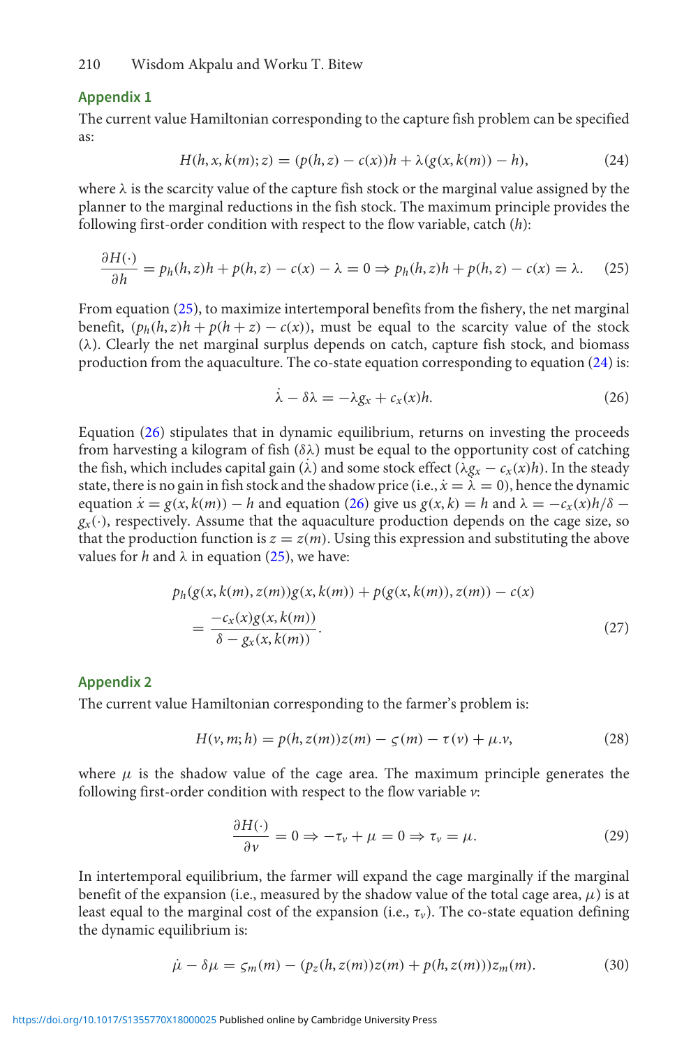## Appendix 1

The current value Hamiltonian corresponding to the capture fish problem can be specified as:

$$H(h, x, k(m); z) = (p(h, z) - c(x))h + \lambda(g(x, k(m)) - h), \tag{24}$$

where $\lambda$ is the scarcity value of the capture fish stock or the marginal value assigned by the planner to the marginal reductions in the fish stock. The maximum principle provides the following first-order condition with respect to the flow variable, catch ($h$):

$$\frac{\partial H(\cdot)}{\partial h} = p_h(h, z)h + p(h, z) - c(x) - \lambda = 0 \Rightarrow p_h(h, z)h + p(h, z) - c(x) = \lambda. \tag{25}$$

From equation (25), to maximize intertemporal benefits from the fishery, the net marginal benefit, $(p_h(h, z)h + p(h + z) - c(x))$, must be equal to the scarcity value of the stock ($\lambda$). Clearly the net marginal surplus depends on catch, capture fish stock, and biomass production from the aquaculture. The co-state equation corresponding to equation (24) is:

$$\dot{\lambda} - \delta\lambda = -\lambda g_x + c_x(x)h. \tag{26}$$

Equation (26) stipulates that in dynamic equilibrium, returns on investing the proceeds from harvesting a kilogram of fish ($\delta\lambda$) must be equal to the opportunity cost of catching the fish, which includes capital gain ($\dot{\lambda}$) and some stock effect ($\lambda g_x - c_x(x)h$). In the steady state, there is no gain in fish stock and the shadow price (i.e., $\dot{x} = \dot{\lambda} = 0$), hence the dynamic equation $\dot{x} = g(x, k(m)) - h$ and equation (26) give us $g(x, k) = h$ and $\lambda = -c_x(x)h/\delta - g_x(\cdot)$, respectively. Assume that the aquaculture production depends on the cage size, so that the production function is $z = z(m)$. Using this expression and substituting the above values for $h$ and $\lambda$ in equation (25), we have:

$$\begin{aligned} &p_h(g(x, k(m), z(m))g(x, k(m)) + p(g(x, k(m)), z(m)) - c(x) \\ &\quad = \frac{-c_x(x)g(x, k(m))}{\delta - g_x(x, k(m))}. \end{aligned} \tag{27}$$

## Appendix 2

The current value Hamiltonian corresponding to the farmer's problem is:

$$H(v, m; h) = p(h, z(m))z(m) - \varsigma(m) - \tau(v) + \mu.v, \tag{28}$$

where $\mu$ is the shadow value of the cage area. The maximum principle generates the following first-order condition with respect to the flow variable $v$:

$$\frac{\partial H(\cdot)}{\partial v} = 0 \Rightarrow -\tau_v + \mu = 0 \Rightarrow \tau_v = \mu. \tag{29}$$

In intertemporal equilibrium, the farmer will expand the cage marginally if the marginal benefit of the expansion (i.e., measured by the shadow value of the total cage area, $\mu$) is at least equal to the marginal cost of the expansion (i.e., $\tau_v$). The co-state equation defining the dynamic equilibrium is:

$$\dot{\mu} - \delta\mu = \varsigma_m(m) - (p_z(h, z(m))z(m) + p(h, z(m)))z_m(m). \tag{30}$$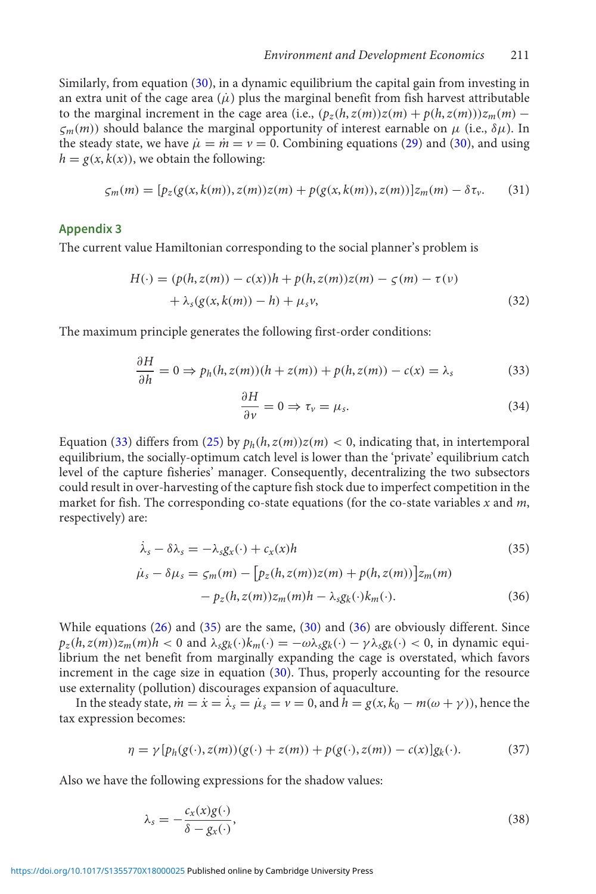Similarly, from equation (30), in a dynamic equilibrium the capital gain from investing in an extra unit of the cage area ($\dot{\mu}$) plus the marginal benefit from fish harvest attributable to the marginal increment in the cage area (i.e., $(p_z(h, z(m))z(m) + p(h, z(m)))z_m(m) - \varsigma_m(m)$) should balance the marginal opportunity of interest earnable on $\mu$ (i.e., $\delta\mu$). In the steady state, we have $\dot{\mu} = \dot{m} = \nu = 0$. Combining equations (29) and (30), and using $h = g(x, k(x))$, we obtain the following:

$$\varsigma_m(m) = [p_z(g(x, k(m)), z(m))z(m) + p(g(x, k(m)), z(m))]z_m(m) - \delta\tau_\nu. \tag{31}$$

## Appendix 3

The current value Hamiltonian corresponding to the social planner's problem is

$$H(\cdot) = (p(h, z(m)) - c(x))h + p(h, z(m))z(m) - \varsigma(m) - \tau(\nu) + \lambda_s(g(x, k(m)) - h) + \mu_s\nu, \tag{32}$$

The maximum principle generates the following first-order conditions:

$$\frac{\partial H}{\partial h} = 0 \Rightarrow p_h(h, z(m))(h + z(m)) + p(h, z(m)) - c(x) = \lambda_s \tag{33}$$

$$\frac{\partial H}{\partial \nu} = 0 \Rightarrow \tau_\nu = \mu_s. \tag{34}$$

Equation (33) differs from (25) by $p_h(h, z(m))z(m) < 0$, indicating that, in intertemporal equilibrium, the socially-optimum catch level is lower than the 'private' equilibrium catch level of the capture fisheries' manager. Consequently, decentralizing the two subsectors could result in over-harvesting of the capture fish stock due to imperfect competition in the market for fish. The corresponding co-state equations (for the co-state variables $x$ and $m$, respectively) are:

$$\dot{\lambda}_s - \delta\lambda_s = -\lambda_s g_x(\cdot) + c_x(x)h \tag{35}$$

$$\dot{\mu}_s - \delta\mu_s = \varsigma_m(m) - \left[p_z(h, z(m))z(m) + p(h, z(m))\right]z_m(m) - p_z(h, z(m))z_m(m)h - \lambda_s g_k(\cdot)k_m(\cdot). \tag{36}$$

While equations (26) and (35) are the same, (30) and (36) are obviously different. Since $p_z(h, z(m))z_m(m)h < 0$ and $\lambda_s g_k(\cdot)k_m(\cdot) = -\omega\lambda_s g_k(\cdot) - \gamma\lambda_s g_k(\cdot) < 0$, in dynamic equilibrium the net benefit from marginally expanding the cage is overstated, which favors increment in the cage size in equation (30). Thus, properly accounting for the resource use externality (pollution) discourages expansion of aquaculture.

In the steady state, $\dot{m} = \dot{x} = \dot{\lambda}_s = \dot{\mu}_s = \nu = 0$, and $h = g(x, k_0 - m(\omega + \gamma))$, hence the tax expression becomes:

$$\eta = \gamma[p_h(g(\cdot), z(m))(g(\cdot) + z(m)) + p(g(\cdot), z(m)) - c(x)]g_k(\cdot). \tag{37}$$

Also we have the following expressions for the shadow values:

$$\lambda_s = -\frac{c_x(x)g(\cdot)}{\delta - g_x(\cdot)}, \tag{38}$$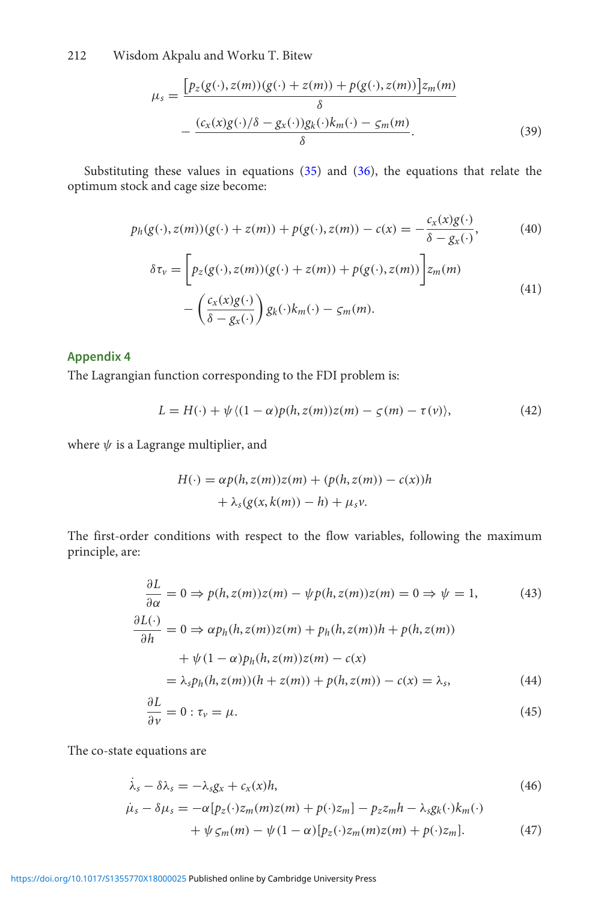$$\mu_s = \frac{\left[p_z(g(\cdot), z(m))(g(\cdot) + z(m)) + p(g(\cdot), z(m))\right] z_m(m)}{\delta} - \frac{(c_x(x)g(\cdot)/\delta - g_x(\cdot))g_k(\cdot)k_m(\cdot) - \varsigma_m(m)}{\delta}. \tag{39}$$

Substituting these values in equations (35) and (36), the equations that relate the optimum stock and cage size become:

$$p_h(g(\cdot), z(m))(g(\cdot) + z(m)) + p(g(\cdot), z(m)) - c(x) = -\frac{c_x(x)g(\cdot)}{\delta - g_x(\cdot)}, \tag{40}$$

$$\delta \tau_v = \left[p_z(g(\cdot), z(m))(g(\cdot) + z(m)) + p(g(\cdot), z(m))\right] z_m(m) - \left(\frac{c_x(x)g(\cdot)}{\delta - g_x(\cdot)}\right) g_k(\cdot)k_m(\cdot) - \varsigma_m(m). \tag{41}$$

## Appendix 4

The Lagrangian function corresponding to the FDI problem is:

$$L = H(\cdot) + \psi \langle (1-\alpha)p(h, z(m))z(m) - \varsigma(m) - \tau(v) \rangle, \tag{42}$$

where $\psi$ is a Lagrange multiplier, and

$$H(\cdot) = \alpha p(h, z(m))z(m) + (p(h, z(m)) - c(x))h + \lambda_s(g(x, k(m)) - h) + \mu_s v.$$

The first-order conditions with respect to the flow variables, following the maximum principle, are:

$$\frac{\partial L}{\partial \alpha} = 0 \Rightarrow p(h, z(m))z(m) - \psi p(h, z(m))z(m) = 0 \Rightarrow \psi = 1, \tag{43}$$

$$\begin{aligned} \frac{\partial L(\cdot)}{\partial h} = 0 &\Rightarrow \alpha p_h(h, z(m))z(m) + p_h(h, z(m))h + p(h, z(m)) \\ &\quad + \psi(1-\alpha)p_h(h, z(m))z(m) - c(x) \\ &= \lambda_s p_h(h, z(m))(h + z(m)) + p(h, z(m)) - c(x) = \lambda_s, \end{aligned} \tag{44}$$

$$\frac{\partial L}{\partial v} = 0 : \tau_v = \mu. \tag{45}$$

The co-state equations are

$$\dot{\lambda}_s - \delta \lambda_s = -\lambda_s g_x + c_x(x)h, \tag{46}$$

$$\begin{aligned} \dot{\mu}_s - \delta \mu_s = &-\alpha[p_z(\cdot)z_m(m)z(m) + p(\cdot)z_m] - p_z z_m h - \lambda_s g_k(\cdot)k_m(\cdot) \\ &+ \psi \varsigma_m(m) - \psi(1-\alpha)[p_z(\cdot)z_m(m)z(m) + p(\cdot)z_m]. \end{aligned} \tag{47}$$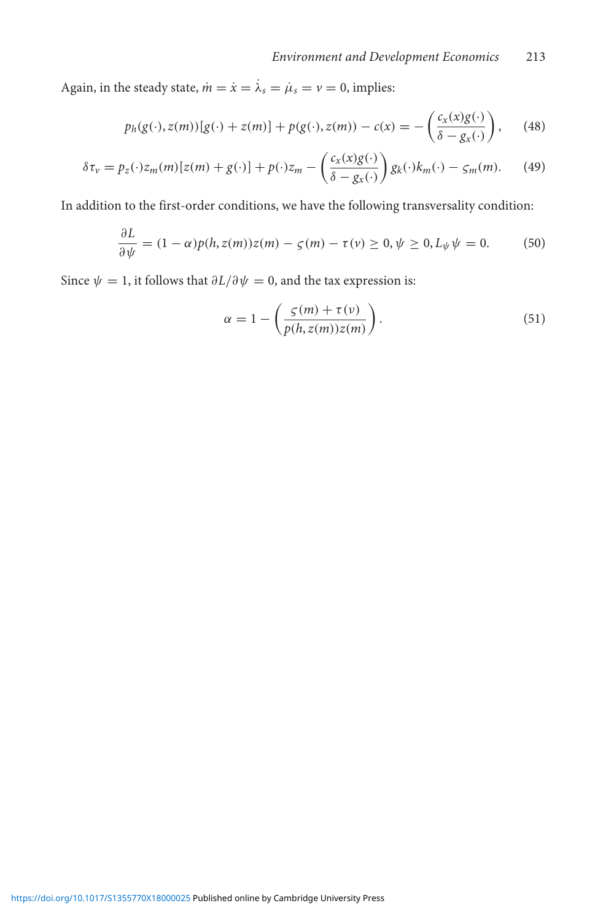Again, in the steady state, $\dot{m} = \dot{x} = \dot{\lambda}_s = \dot{\mu}_s = \nu = 0$, implies:

$$p_h(g(\cdot), z(m))[g(\cdot) + z(m)] + p(g(\cdot), z(m)) - c(x) = -\left(\frac{c_x(x)g(\cdot)}{\delta - g_x(\cdot)}\right), \tag{48}$$

$$\delta\tau_\nu = p_z(\cdot)z_m(m)[z(m) + g(\cdot)] + p(\cdot)z_m - \left(\frac{c_x(x)g(\cdot)}{\delta - g_x(\cdot)}\right)g_k(\cdot)k_m(\cdot) - \varsigma_m(m). \tag{49}$$

In addition to the first-order conditions, we have the following transversality condition:

$$\frac{\partial L}{\partial \psi} = (1 - \alpha)p(h, z(m))z(m) - \varsigma(m) - \tau(\nu) \geq 0, \psi \geq 0, L_\psi \psi = 0. \tag{50}$$

Since $\psi = 1$, it follows that $\partial L/\partial \psi = 0$, and the tax expression is:

$$\alpha = 1 - \left(\frac{\varsigma(m) + \tau(\nu)}{p(h, z(m))z(m)}\right). \tag{51}$$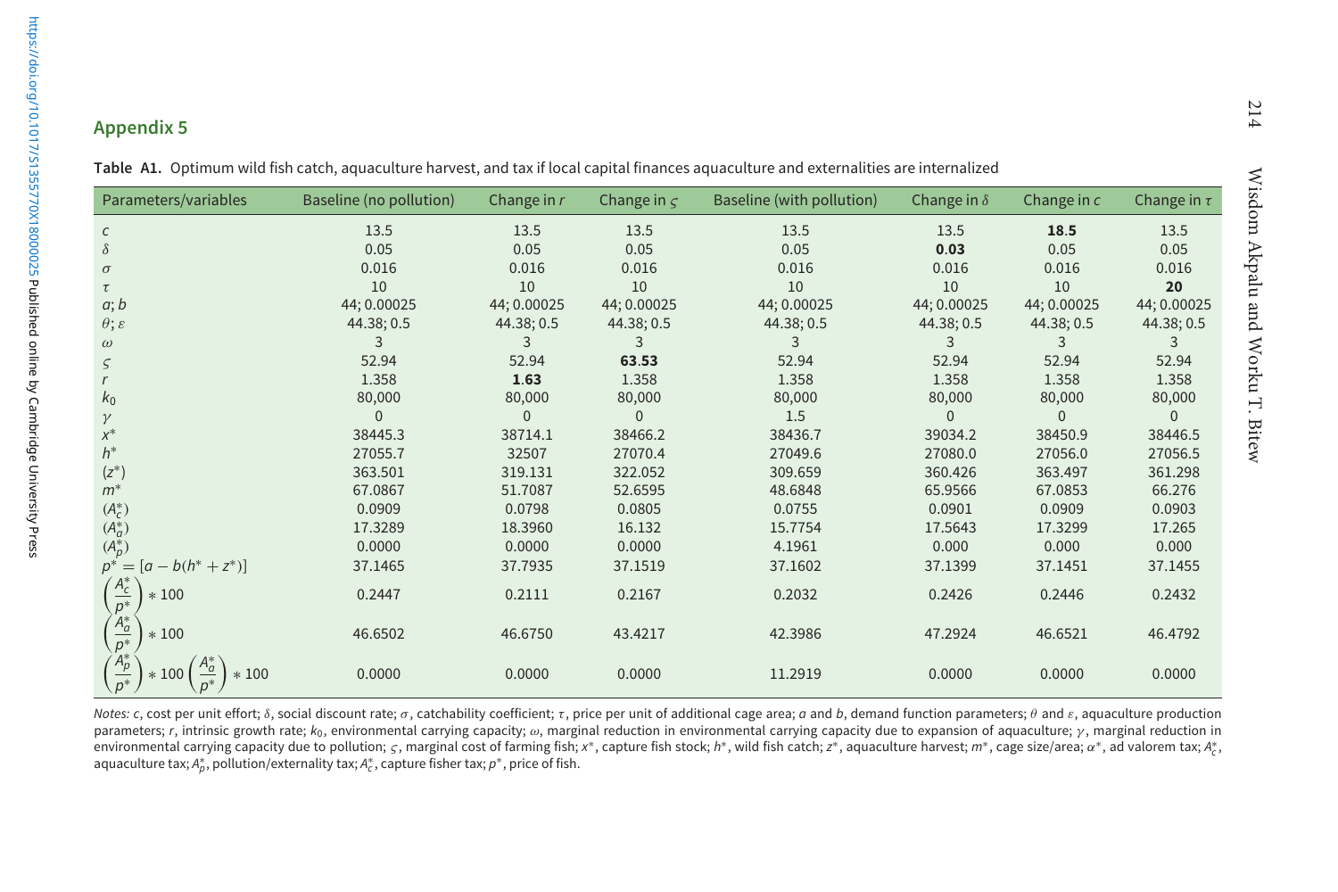## Appendix 5

**Table A1.** Optimum wild fish catch, aquaculture harvest, and tax if local capital finances aquaculture and externalities are internalized

| Parameters/variables | Baseline (no pollution) | Change in $r$ | Change in $\varsigma$ | Baseline (with pollution) | Change in $\delta$ | Change in $c$ | Change in $\tau$ |
|---|---|---|---|---|---|---|---|
| $c$ | 13.5 | 13.5 | 13.5 | 13.5 | 13.5 | **18.5** | 13.5 |
| $\delta$ | 0.05 | 0.05 | 0.05 | 0.05 | **0.03** | 0.05 | 0.05 |
| $\sigma$ | 0.016 | 0.016 | 0.016 | 0.016 | 0.016 | 0.016 | 0.016 |
| $\tau$ | 10 | 10 | 10 | 10 | 10 | 10 | **20** |
| $a$; $b$ | 44; 0.00025 | 44; 0.00025 | 44; 0.00025 | 44; 0.00025 | 44; 0.00025 | 44; 0.00025 | 44; 0.00025 |
| $\theta$; $\varepsilon$ | 44.38; 0.5 | 44.38; 0.5 | 44.38; 0.5 | 44.38; 0.5 | 44.38; 0.5 | 44.38; 0.5 | 44.38; 0.5 |
| $\omega$ | 3 | 3 | 3 | 3 | 3 | 3 | 3 |
| $\varsigma$ | 52.94 | 52.94 | **63.53** | 52.94 | 52.94 | 52.94 | 52.94 |
| $r$ | 1.358 | **1.63** | 1.358 | 1.358 | 1.358 | 1.358 | 1.358 |
| $k_0$ | 80,000 | 80,000 | 80,000 | 80,000 | 80,000 | 80,000 | 80,000 |
| $\gamma$ | 0 | 0 | 0 | 1.5 | 0 | 0 | 0 |
| $x^*$ | 38445.3 | 38714.1 | 38466.2 | 38436.7 | 39034.2 | 38450.9 | 38446.5 |
| $h^*$ | 27055.7 | 32507 | 27070.4 | 27049.6 | 27080.0 | 27056.0 | 27056.5 |
| $(z^*)$ | 363.501 | 319.131 | 322.052 | 309.659 | 360.426 | 363.497 | 361.298 |
| $m^*$ | 67.0867 | 51.7087 | 52.6595 | 48.6848 | 65.9566 | 67.0853 | 66.276 |
| $(A_c^*)$ | 0.0909 | 0.0798 | 0.0805 | 0.0755 | 0.0901 | 0.0909 | 0.0903 |
| $(A_a^*)$ | 17.3289 | 18.3960 | 16.132 | 15.7754 | 17.5643 | 17.3299 | 17.265 |
| $(A_p^*)$ | 0.0000 | 0.0000 | 0.0000 | 4.1961 | 0.000 | 0.000 | 0.000 |
| $p^* = [a - b(h^* + z^*)]$ | 37.1465 | 37.7935 | 37.1519 | 37.1602 | 37.1399 | 37.1451 | 37.1455 |
| $\left(\frac{A_c^*}{p^*}\right) * 100$ | 0.2447 | 0.2111 | 0.2167 | 0.2032 | 0.2426 | 0.2446 | 0.2432 |
| $\left(\frac{A_a^*}{p^*}\right) * 100$ | 46.6502 | 46.6750 | 43.4217 | 42.3986 | 47.2924 | 46.6521 | 46.4792 |
| $\left(\frac{A_p^*}{p^*}\right) * 100 \left(\frac{A_a^*}{p^*}\right) * 100$ | 0.0000 | 0.0000 | 0.0000 | 11.2919 | 0.0000 | 0.0000 | 0.0000 |

*Notes:* $c$, cost per unit effort; $\delta$, social discount rate; $\sigma$, catchability coefficient; $\tau$, price per unit of additional cage area; $a$ and $b$, demand function parameters; $\theta$ and $\varepsilon$, aquaculture production parameters; $r$, intrinsic growth rate; $k_0$, environmental carrying capacity; $\omega$, marginal reduction in environmental carrying capacity due to expansion of aquaculture; $\gamma$, marginal reduction in environmental carrying capacity due to pollution; $\varsigma$, marginal cost of farming fish; $x^*$, capture fish stock; $h^*$, wild fish catch; $z^*$, aquaculture harvest; $m^*$, cage size/area; $\alpha^*$, ad valorem tax; $A_c^*$, aquaculture tax; $A_p^*$, pollution/externality tax; $A_c^*$, capture fisher tax; $p^*$, price of fish.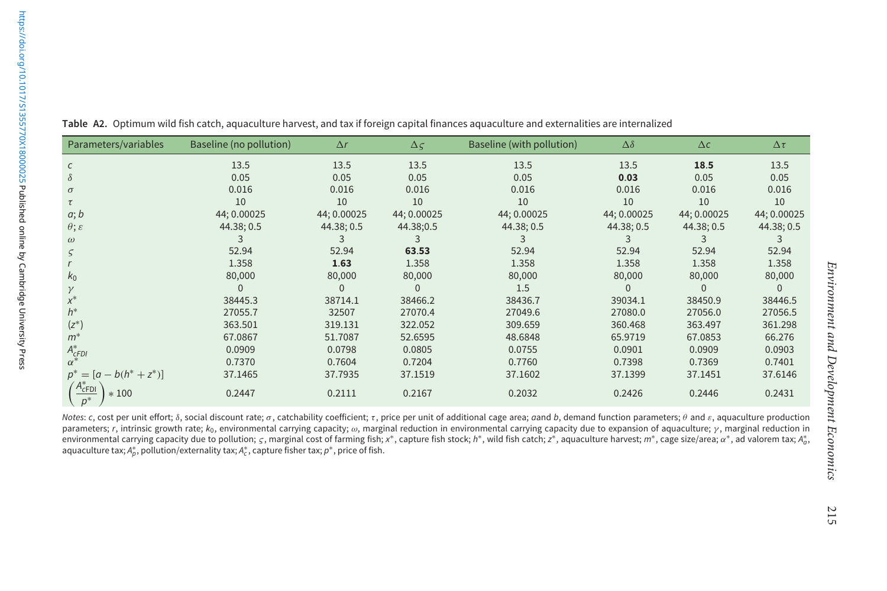**Table A2.** Optimum wild fish catch, aquaculture harvest, and tax if foreign capital finances aquaculture and externalities are internalized

| Parameters/variables | Baseline (no pollution) | $\Delta r$ | $\Delta \varsigma$ | Baseline (with pollution) | $\Delta \delta$ | $\Delta c$ | $\Delta \tau$ |
|---|---|---|---|---|---|---|---|
| $c$ | 13.5 | 13.5 | 13.5 | 13.5 | 13.5 | **18.5** | 13.5 |
| $\delta$ | 0.05 | 0.05 | 0.05 | 0.05 | **0.03** | 0.05 | 0.05 |
| $\sigma$ | 0.016 | 0.016 | 0.016 | 0.016 | 0.016 | 0.016 | 0.016 |
| $\tau$ | 10 | 10 | 10 | 10 | 10 | 10 | 10 |
| $a$; $b$ | 44; 0.00025 | 44; 0.00025 | 44; 0.00025 | 44; 0.00025 | 44; 0.00025 | 44; 0.00025 | 44; 0.00025 |
| $\theta$; $\varepsilon$ | 44.38; 0.5 | 44.38; 0.5 | 44.38;0.5 | 44.38; 0.5 | 44.38; 0.5 | 44.38; 0.5 | 44.38; 0.5 |
| $\omega$ | 3 | 3 | 3 | 3 | 3 | 3 | 3 |
| $\varsigma$ | 52.94 | 52.94 | **63.53** | 52.94 | 52.94 | 52.94 | 52.94 |
| $r$ | 1.358 | **1.63** | 1.358 | 1.358 | 1.358 | 1.358 | 1.358 |
| $k_0$ | 80,000 | 80,000 | 80,000 | 80,000 | 80,000 | 80,000 | 80,000 |
| $\gamma$ | 0 | 0 | 0 | 1.5 | 0 | 0 | 0 |
| $x^*$ | 38445.3 | 38714.1 | 38466.2 | 38436.7 | 39034.1 | 38450.9 | 38446.5 |
| $h^*$ | 27055.7 | 32507 | 27070.4 | 27049.6 | 27080.0 | 27056.0 | 27056.5 |
| $(z^*)$ | 363.501 | 319.131 | 322.052 | 309.659 | 360.468 | 363.497 | 361.298 |
| $m^*$ | 67.0867 | 51.7087 | 52.6595 | 48.6848 | 65.9719 | 67.0853 | 66.276 |
| $A^*_{cFDI}$ | 0.0909 | 0.0798 | 0.0805 | 0.0755 | 0.0901 | 0.0909 | 0.0903 |
| $\alpha^*$ | 0.7370 | 0.7604 | 0.7204 | 0.7760 | 0.7398 | 0.7369 | 0.7401 |
| $p^* = [a - b(h^* + z^*)]$ | 37.1465 | 37.7935 | 37.1519 | 37.1602 | 37.1399 | 37.1451 | 37.6146 |
| $\left(\frac{A^*_{cFDI}}{p^*}\right) * 100$ | 0.2447 | 0.2111 | 0.2167 | 0.2032 | 0.2426 | 0.2446 | 0.2431 |

*Notes*: $c$, cost per unit effort; $\delta$, social discount rate; $\sigma$, catchability coefficient; $\tau$, price per unit of additional cage area; $a$and $b$, demand function parameters; $\theta$ and $\varepsilon$, aquaculture production parameters; $r$, intrinsic growth rate; $k_0$, environmental carrying capacity; $\omega$, marginal reduction in environmental carrying capacity due to expansion of aquaculture; $\gamma$, marginal reduction in environmental carrying capacity due to pollution; $\varsigma$, marginal cost of farming fish; $x^*$, capture fish stock; $h^*$, wild fish catch; $z^*$, aquaculture harvest; $m^*$, cage size/area; $\alpha^*$, ad valorem tax; $A^*_a$, aquaculture tax; $A^*_p$, pollution/externality tax; $A^*_c$, capture fisher tax; $p^*$, price of fish.